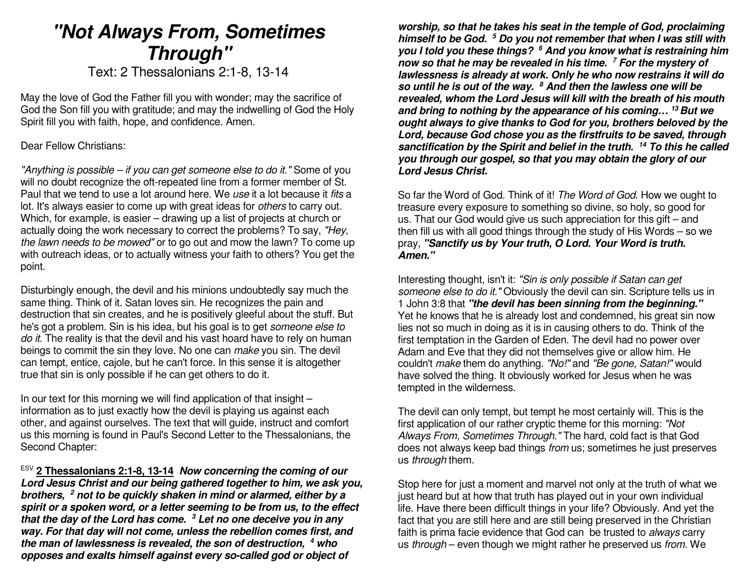# "Not Always From, Sometimes Through"

Text: 2 Thessalonians 2:1-8, 13-14

May the love of God the Father fill you with wonder; may the sacrifice of God the Son fill you with gratitude; and may the indwelling of God the Holy Spirit fill you with faith, hope, and confidence. Amen.

Dear Fellow Christians:

*"Anything is possible – if you can get someone else to do it."* Some of you will no doubt recognize the oft-repeated line from a former member of St. Paul that we tend to use a lot around here. We *use* it a lot because it *fits* a lot. It's always easier to come up with great ideas for *others* to carry out. Which, for example, is easier – drawing up a list of projects at church or actually doing the work necessary to correct the problems? To say, *"Hey, the lawn needs to be mowed"* or to go out and mow the lawn? To come up with outreach ideas, or to actually witness your faith to others? You get the point.

Disturbingly enough, the devil and his minions undoubtedly say much the same thing. Think of it. Satan loves sin. He recognizes the pain and destruction that sin creates, and he is positively gleeful about the stuff. But he's got a problem. Sin is his idea, but his goal is to get *someone else to do it*. The reality is that the devil and his vast hoard have to rely on human beings to commit the sin they love. No one can *make* you sin. The devil can tempt, entice, cajole, but he can't force. In this sense it is altogether true that sin is only possible if he can get others to do it.

In our text for this morning we will find application of that insight – information as to just exactly how the devil is playing us against each other, and against ourselves. The text that will guide, instruct and comfort us this morning is found in Paul's Second Letter to the Thessalonians, the Second Chapter:

ESV **2 Thessalonians 2:1-8, 13-14** ***Now concerning the coming of our Lord Jesus Christ and our being gathered together to him, we ask you, brothers, [2] not to be quickly shaken in mind or alarmed, either by a spirit or a spoken word, or a letter seeming to be from us, to the effect that the day of the Lord has come. [3] Let no one deceive you in any way. For that day will not come, unless the rebellion comes first, and the man of lawlessness is revealed, the son of destruction, [4] who opposes and exalts himself against every so-called god or object of worship, so that he takes his seat in the temple of God, proclaiming himself to be God. [5] Do you not remember that when I was still with you I told you these things? [6] And you know what is restraining him now so that he may be revealed in his time. [7] For the mystery of lawlessness is already at work. Only he who now restrains it will do so until he is out of the way. [8] And then the lawless one will be revealed, whom the Lord Jesus will kill with the breath of his mouth and bring to nothing by the appearance of his coming… [13] But we ought always to give thanks to God for you, brothers beloved by the Lord, because God chose you as the firstfruits to be saved, through sanctification by the Spirit and belief in the truth. [14] To this he called you through our gospel, so that you may obtain the glory of our Lord Jesus Christ.***

So far the Word of God. Think of it! *The Word of God*. How we ought to treasure every exposure to something so divine, so holy, so good for us. That our God would give us such appreciation for this gift – and then fill us with all good things through the study of His Words – so we pray, ***"Sanctify us by Your truth, O Lord. Your Word is truth. Amen."***

Interesting thought, isn't it: *"Sin is only possible if Satan can get someone else to do it."* Obviously the devil can sin. Scripture tells us in 1 John 3:8 that ***"the devil has been sinning from the beginning."*** Yet he knows that he is already lost and condemned, his great sin now lies not so much in doing as it is in causing others to do. Think of the first temptation in the Garden of Eden. The devil had no power over Adam and Eve that they did not themselves give or allow him. He couldn't *make* them do anything. *"No!"* and *"Be gone, Satan!"* would have solved the thing. It obviously worked for Jesus when he was tempted in the wilderness.

The devil can only tempt, but tempt he most certainly will. This is the first application of our rather cryptic theme for this morning: *"Not Always From, Sometimes Through."* The hard, cold fact is that God does not always keep bad things *from* us; sometimes he just preserves us *through* them.

Stop here for just a moment and marvel not only at the truth of what we just heard but at how that truth has played out in your own individual life. Have there been difficult things in your life? Obviously. And yet the fact that you are still here and are still being preserved in the Christian faith is prima facie evidence that God can be trusted to *always* carry us *through* – even though we might rather he preserved us *from*. We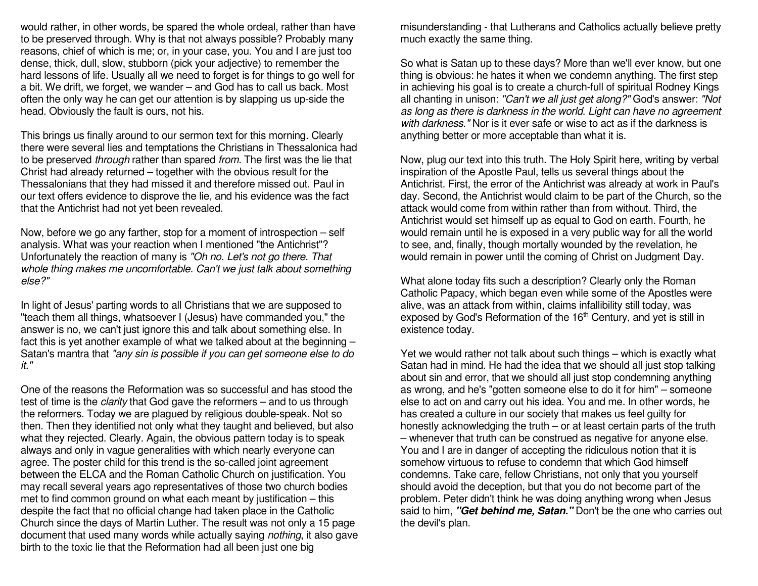would rather, in other words, be spared the whole ordeal, rather than have to be preserved through. Why is that not always possible? Probably many reasons, chief of which is me; or, in your case, you. You and I are just too dense, thick, dull, slow, stubborn (pick your adjective) to remember the hard lessons of life. Usually all we need to forget is for things to go well for a bit. We drift, we forget, we wander – and God has to call us back. Most often the only way he can get our attention is by slapping us up-side the head. Obviously the fault is ours, not his.

This brings us finally around to our sermon text for this morning. Clearly there were several lies and temptations the Christians in Thessalonica had to be preserved *through* rather than spared *from*. The first was the lie that Christ had already returned – together with the obvious result for the Thessalonians that they had missed it and therefore missed out. Paul in our text offers evidence to disprove the lie, and his evidence was the fact that the Antichrist had not yet been revealed.

Now, before we go any farther, stop for a moment of introspection – self analysis. What was your reaction when I mentioned "the Antichrist"? Unfortunately the reaction of many is *"Oh no. Let's not go there. That whole thing makes me uncomfortable. Can't we just talk about something else?"*

In light of Jesus' parting words to all Christians that we are supposed to "teach them all things, whatsoever I (Jesus) have commanded you," the answer is no, we can't just ignore this and talk about something else. In fact this is yet another example of what we talked about at the beginning – Satan's mantra that *"any sin is possible if you can get someone else to do it."*

One of the reasons the Reformation was so successful and has stood the test of time is the *clarity* that God gave the reformers – and to us through the reformers. Today we are plagued by religious double-speak. Not so then. Then they identified not only what they taught and believed, but also what they rejected. Clearly. Again, the obvious pattern today is to speak always and only in vague generalities with which nearly everyone can agree. The poster child for this trend is the so-called joint agreement between the ELCA and the Roman Catholic Church on justification. You may recall several years ago representatives of those two church bodies met to find common ground on what each meant by justification – this despite the fact that no official change had taken place in the Catholic Church since the days of Martin Luther. The result was not only a 15 page document that used many words while actually saying *nothing*, it also gave birth to the toxic lie that the Reformation had all been just one big misunderstanding - that Lutherans and Catholics actually believe pretty much exactly the same thing.

So what is Satan up to these days? More than we'll ever know, but one thing is obvious: he hates it when we condemn anything. The first step in achieving his goal is to create a church-full of spiritual Rodney Kings all chanting in unison: *"Can't we all just get along?"* God's answer: *"Not as long as there is darkness in the world. Light can have no agreement with darkness."* Nor is it ever safe or wise to act as if the darkness is anything better or more acceptable than what it is.

Now, plug our text into this truth. The Holy Spirit here, writing by verbal inspiration of the Apostle Paul, tells us several things about the Antichrist. First, the error of the Antichrist was already at work in Paul's day. Second, the Antichrist would claim to be part of the Church, so the attack would come from within rather than from without. Third, the Antichrist would set himself up as equal to God on earth. Fourth, he would remain until he is exposed in a very public way for all the world to see, and, finally, though mortally wounded by the revelation, he would remain in power until the coming of Christ on Judgment Day.

What alone today fits such a description? Clearly only the Roman Catholic Papacy, which began even while some of the Apostles were alive, was an attack from within, claims infallibility still today, was exposed by God's Reformation of the 16th Century, and yet is still in existence today.

Yet we would rather not talk about such things – which is exactly what Satan had in mind. He had the idea that we should all just stop talking about sin and error, that we should all just stop condemning anything as wrong, and he's "gotten someone else to do it for him" – someone else to act on and carry out his idea. You and me. In other words, he has created a culture in our society that makes us feel guilty for honestly acknowledging the truth – or at least certain parts of the truth – whenever that truth can be construed as negative for anyone else. You and I are in danger of accepting the ridiculous notion that it is somehow virtuous to refuse to condemn that which God himself condemns. Take care, fellow Christians, not only that you yourself should avoid the deception, but that you do not become part of the problem. Peter didn't think he was doing anything wrong when Jesus said to him, ***"Get behind me, Satan."*** Don't be the one who carries out the devil's plan.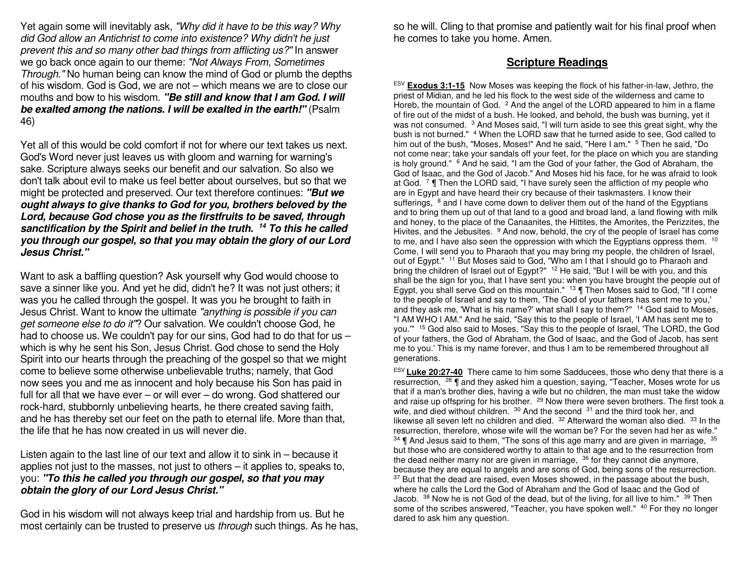Yet again some will inevitably ask, *"Why did it have to be this way? Why did God allow an Antichrist to come into existence? Why didn't he just prevent this and so many other bad things from afflicting us?"* In answer we go back once again to our theme: *"Not Always From, Sometimes Through."* No human being can know the mind of God or plumb the depths of his wisdom. God is God, we are not – which means we are to close our mouths and bow to his wisdom. ***"Be still and know that I am God. I will be exalted among the nations. I will be exalted in the earth!"*** (Psalm 46)

Yet all of this would be cold comfort if not for where our text takes us next. God's Word never just leaves us with gloom and warning for warning's sake. Scripture always seeks our benefit and our salvation. So also we don't talk about evil to make us feel better about ourselves, but so that we might be protected and preserved. Our text therefore continues: ***"But we ought always to give thanks to God for you, brothers beloved by the Lord, because God chose you as the firstfruits to be saved, through sanctification by the Spirit and belief in the truth. 14 To this he called you through our gospel, so that you may obtain the glory of our Lord Jesus Christ."***

Want to ask a baffling question? Ask yourself why God would choose to save a sinner like you. And yet he did, didn't he? It was not just others; it was you he called through the gospel. It was you he brought to faith in Jesus Christ. Want to know the ultimate *"anything is possible if you can get someone else to do it"*? Our salvation. We couldn't choose God, he had to choose us. We couldn't pay for our sins, God had to do that for us – which is why he sent his Son, Jesus Christ. God chose to send the Holy Spirit into our hearts through the preaching of the gospel so that we might come to believe some otherwise unbelievable truths; namely, that God now sees you and me as innocent and holy because his Son has paid in full for all that we have ever – or will ever – do wrong. God shattered our rock-hard, stubbornly unbelieving hearts, he there created saving faith, and he has thereby set our feet on the path to eternal life. More than that, the life that he has now created in us will never die.

Listen again to the last line of our text and allow it to sink in – because it applies not just to the masses, not just to others – it applies to, speaks to, you: ***"To this he called you through our gospel, so that you may obtain the glory of our Lord Jesus Christ."***

God in his wisdom will not always keep trial and hardship from us. But he most certainly can be trusted to preserve us *through* such things. As he has, so he will. Cling to that promise and patiently wait for his final proof when he comes to take you home. Amen.

## Scripture Readings

ESV **Exodus 3:1-15** Now Moses was keeping the flock of his father-in-law, Jethro, the priest of Midian, and he led his flock to the west side of the wilderness and came to Horeb, the mountain of God. 2 And the angel of the LORD appeared to him in a flame of fire out of the midst of a bush. He looked, and behold, the bush was burning, yet it was not consumed. 3 And Moses said, "I will turn aside to see this great sight, why the bush is not burned." 4 When the LORD saw that he turned aside to see, God called to him out of the bush, "Moses, Moses!" And he said, "Here I am." 5 Then he said, "Do not come near; take your sandals off your feet, for the place on which you are standing is holy ground." 6 And he said, "I am the God of your father, the God of Abraham, the God of Isaac, and the God of Jacob." And Moses hid his face, for he was afraid to look at God. 7 ¶ Then the LORD said, "I have surely seen the affliction of my people who are in Egypt and have heard their cry because of their taskmasters. I know their sufferings, 8 and I have come down to deliver them out of the hand of the Egyptians and to bring them up out of that land to a good and broad land, a land flowing with milk and honey, to the place of the Canaanites, the Hittites, the Amorites, the Perizzites, the Hivites, and the Jebusites. 9 And now, behold, the cry of the people of Israel has come to me, and I have also seen the oppression with which the Egyptians oppress them. 10 Come, I will send you to Pharaoh that you may bring my people, the children of Israel, out of Egypt." 11 But Moses said to God, "Who am I that I should go to Pharaoh and bring the children of Israel out of Egypt?" 12 He said, "But I will be with you, and this shall be the sign for you, that I have sent you: when you have brought the people out of Egypt, you shall serve God on this mountain." 13 ¶ Then Moses said to God, "If I come to the people of Israel and say to them, 'The God of your fathers has sent me to you,' and they ask me, 'What is his name?' what shall I say to them?" 14 God said to Moses, "I AM WHO I AM." And he said, "Say this to the people of Israel, 'I AM has sent me to you.'" 15 God also said to Moses, "Say this to the people of Israel, 'The LORD, the God of your fathers, the God of Abraham, the God of Isaac, and the God of Jacob, has sent me to you.' This is my name forever, and thus I am to be remembered throughout all generations.

ESV **Luke 20:27-40** There came to him some Sadducees, those who deny that there is a resurrection, 28 ¶ and they asked him a question, saying, "Teacher, Moses wrote for us that if a man's brother dies, having a wife but no children, the man must take the widow and raise up offspring for his brother. 29 Now there were seven brothers. The first took a wife, and died without children. 30 And the second 31 and the third took her, and likewise all seven left no children and died. 32 Afterward the woman also died. 33 In the resurrection, therefore, whose wife will the woman be? For the seven had her as wife." 34 ¶ And Jesus said to them, "The sons of this age marry and are given in marriage, 35 but those who are considered worthy to attain to that age and to the resurrection from the dead neither marry nor are given in marriage, 36 for they cannot die anymore, because they are equal to angels and are sons of God, being sons of the resurrection. 37 But that the dead are raised, even Moses showed, in the passage about the bush, where he calls the Lord the God of Abraham and the God of Isaac and the God of Jacob. 38 Now he is not God of the dead, but of the living, for all live to him." 39 Then some of the scribes answered, "Teacher, you have spoken well." 40 For they no longer dared to ask him any question.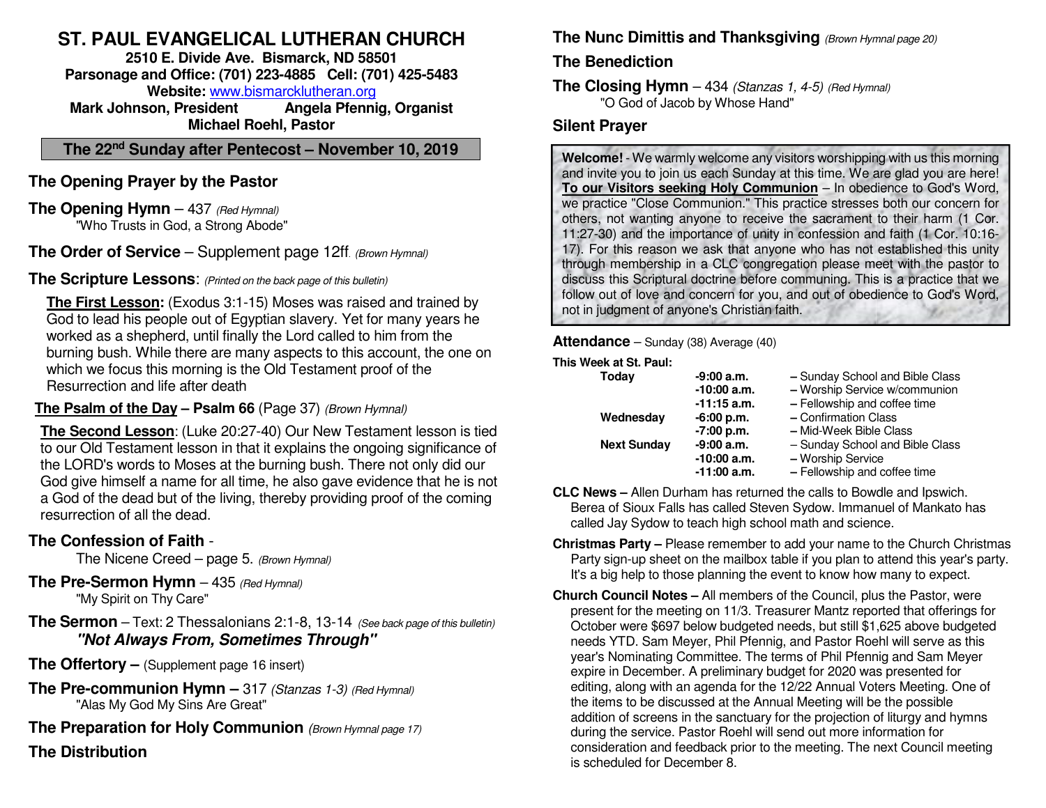# ST. PAUL EVANGELICAL LUTHERAN CHURCH

**2510 E. Divide Ave. Bismarck, ND 58501**
**Parsonage and Office: (701) 223-4885 Cell: (701) 425-5483**
**Website:** www.bismarcklutheran.org
**Mark Johnson, President** **Angela Pfennig, Organist**
**Michael Roehl, Pastor**

## The 22nd Sunday after Pentecost – November 10, 2019

**The Opening Prayer by the Pastor**

**The Opening Hymn** – 437 *(Red Hymnal)*
"Who Trusts in God, a Strong Abode"

**The Order of Service** – Supplement page 12ff. *(Brown Hymnal)*

**The Scripture Lessons**: *(Printed on the back page of this bulletin)*

**The First Lesson:** (Exodus 3:1-15) Moses was raised and trained by God to lead his people out of Egyptian slavery. Yet for many years he worked as a shepherd, until finally the Lord called to him from the burning bush. While there are many aspects to this account, the one on which we focus this morning is the Old Testament proof of the Resurrection and life after death

**The Psalm of the Day – Psalm 66** (Page 37) *(Brown Hymnal)*

**The Second Lesson**: (Luke 20:27-40) Our New Testament lesson is tied to our Old Testament lesson in that it explains the ongoing significance of the LORD's words to Moses at the burning bush. There not only did our God give himself a name for all time, he also gave evidence that he is not a God of the dead but of the living, thereby providing proof of the coming resurrection of all the dead.

**The Confession of Faith** -
The Nicene Creed – page 5. *(Brown Hymnal)*

**The Pre-Sermon Hymn** – 435 *(Red Hymnal)*
"My Spirit on Thy Care"

**The Sermon** – Text: 2 Thessalonians 2:1-8, 13-14 *(See back page of this bulletin)*
***"Not Always From, Sometimes Through"***

**The Offertory –** (Supplement page 16 insert)

**The Pre-communion Hymn –** 317 *(Stanzas 1-3) (Red Hymnal)*
"Alas My God My Sins Are Great"

**The Preparation for Holy Communion** *(Brown Hymnal page 17)*

**The Distribution**

**The Nunc Dimittis and Thanksgiving** *(Brown Hymnal page 20)*

**The Benediction**

**The Closing Hymn** – 434 *(Stanzas 1, 4-5) (Red Hymnal)*
"O God of Jacob by Whose Hand"

**Silent Prayer**

**Welcome!** - We warmly welcome any visitors worshipping with us this morning and invite you to join us each Sunday at this time. We are glad you are here! **To our Visitors seeking Holy Communion** – In obedience to God's Word, we practice "Close Communion." This practice stresses both our concern for others, not wanting anyone to receive the sacrament to their harm (1 Cor. 11:27-30) and the importance of unity in confession and faith (1 Cor. 10:16-17). For this reason we ask that anyone who has not established this unity through membership in a CLC congregation please meet with the pastor to discuss this Scriptural doctrine before communing. This is a practice that we follow out of love and concern for you, and out of obedience to God's Word, not in judgment of anyone's Christian faith.

**Attendance** – Sunday (38) Average (40)

**This Week at St. Paul:**

| | | |
|---|---|---|
| **Today** | **-9:00 a.m.** | **–** Sunday School and Bible Class |
| | **-10:00 a.m.** | **–** Worship Service w/communion |
| | **-11:15 a.m.** | **–** Fellowship and coffee time |
| **Wednesday** | **-6:00 p.m.** | **–** Confirmation Class |
| | **-7:00 p.m.** | **–** Mid-Week Bible Class |
| **Next Sunday** | **-9:00 a.m.** | – Sunday School and Bible Class |
| | **-10:00 a.m.** | **–** Worship Service |
| | **-11:00 a.m.** | **–** Fellowship and coffee time |

**CLC News –** Allen Durham has returned the calls to Bowdle and Ipswich. Berea of Sioux Falls has called Steven Sydow. Immanuel of Mankato has called Jay Sydow to teach high school math and science.

**Christmas Party –** Please remember to add your name to the Church Christmas Party sign-up sheet on the mailbox table if you plan to attend this year's party. It's a big help to those planning the event to know how many to expect.

**Church Council Notes –** All members of the Council, plus the Pastor, were present for the meeting on 11/3. Treasurer Mantz reported that offerings for October were $697 below budgeted needs, but still $1,625 above budgeted needs YTD. Sam Meyer, Phil Pfennig, and Pastor Roehl will serve as this year's Nominating Committee. The terms of Phil Pfennig and Sam Meyer expire in December. A preliminary budget for 2020 was presented for editing, along with an agenda for the 12/22 Annual Voters Meeting. One of the items to be discussed at the Annual Meeting will be the possible addition of screens in the sanctuary for the projection of liturgy and hymns during the service. Pastor Roehl will send out more information for consideration and feedback prior to the meeting. The next Council meeting is scheduled for December 8.